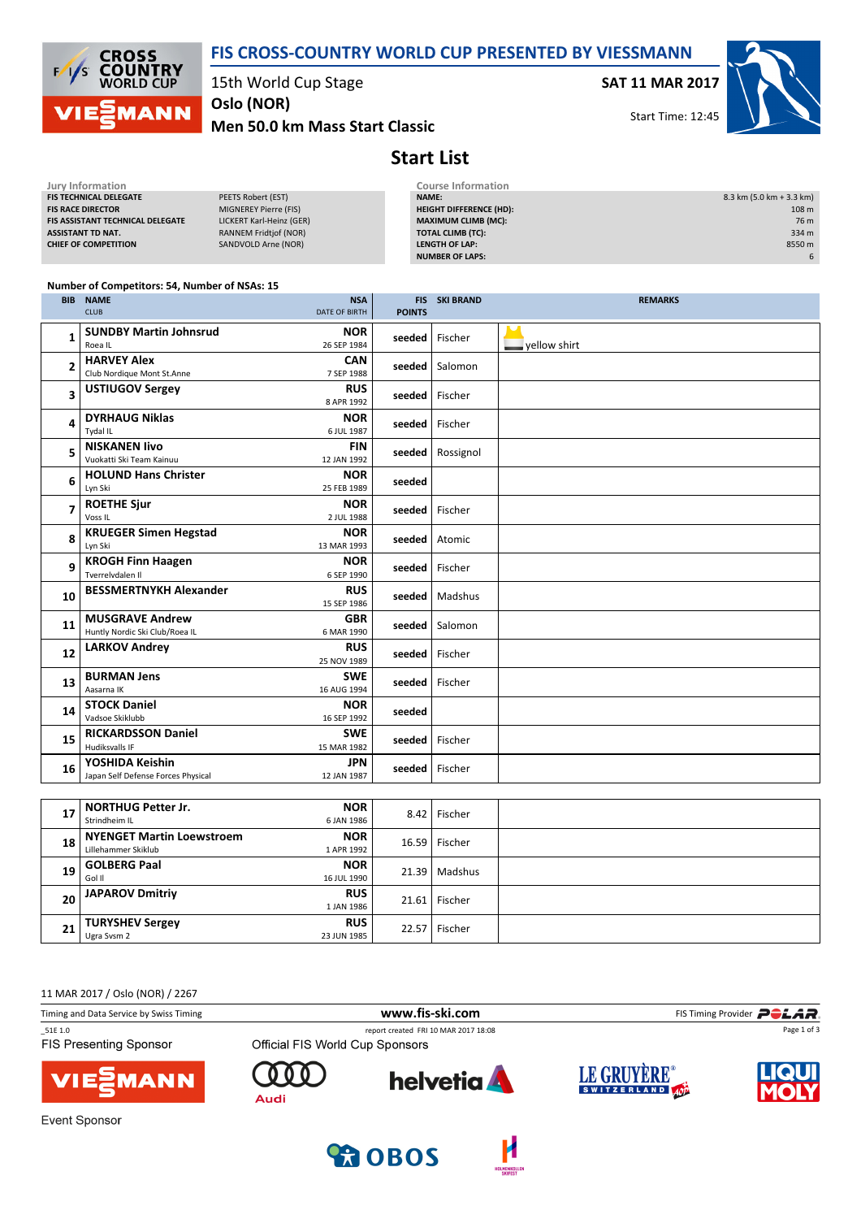# FIS CROSS-COUNTRY WORLD CUP PRESENTED BY VIESSMANN

15th World Cup Stage
Oslo (NOR)
Men 50.0 km Mass Start Classic

SAT 11 MAR 2017

Start Time: 12:45

## Start List

**Jury Information**

| | |
|---|---|
| FIS TECHNICAL DELEGATE | PEETS Robert (EST) |
| FIS RACE DIRECTOR | MIGNEREY Pierre (FIS) |
| FIS ASSISTANT TECHNICAL DELEGATE | LICKERT Karl-Heinz (GER) |
| ASSISTANT TD NAT. | RANNEM Fridtjof (NOR) |
| CHIEF OF COMPETITION | SANDVOLD Arne (NOR) |

**Course Information**

| | |
|---|---|
| NAME: | 8.3 km (5.0 km + 3.3 km) |
| HEIGHT DIFFERENCE (HD): | 108 m |
| MAXIMUM CLIMB (MC): | 76 m |
| TOTAL CLIMB (TC): | 334 m |
| LENGTH OF LAP: | 8550 m |
| NUMBER OF LAPS: | 6 |

Number of Competitors: 54, Number of NSAs: 15

| BIB | NAME / CLUB | NSA / DATE OF BIRTH | FIS POINTS | SKI BRAND | REMARKS |
|---|---|---|---|---|---|
| 1 | **SUNDBY Martin Johnsrud** Roea IL | **NOR** 26 SEP 1984 | seeded | Fischer | yellow shirt |
| 2 | **HARVEY Alex** Club Nordique Mont St.Anne | **CAN** 7 SEP 1988 | seeded | Salomon | |
| 3 | **USTIUGOV Sergey** | **RUS** 8 APR 1992 | seeded | Fischer | |
| 4 | **DYRHAUG Niklas** Tydal IL | **NOR** 6 JUL 1987 | seeded | Fischer | |
| 5 | **NISKANEN Iivo** Vuokatti Ski Team Kainuu | **FIN** 12 JAN 1992 | seeded | Rossignol | |
| 6 | **HOLUND Hans Christer** Lyn Ski | **NOR** 25 FEB 1989 | seeded | | |
| 7 | **ROETHE Sjur** Voss IL | **NOR** 2 JUL 1988 | seeded | Fischer | |
| 8 | **KRUEGER Simen Hegstad** Lyn Ski | **NOR** 13 MAR 1993 | seeded | Atomic | |
| 9 | **KROGH Finn Haagen** Tverrelvdalen Il | **NOR** 6 SEP 1990 | seeded | Fischer | |
| 10 | **BESSMERTNYKH Alexander** | **RUS** 15 SEP 1986 | seeded | Madshus | |
| 11 | **MUSGRAVE Andrew** Huntly Nordic Ski Club/Roea IL | **GBR** 6 MAR 1990 | seeded | Salomon | |
| 12 | **LARKOV Andrey** | **RUS** 25 NOV 1989 | seeded | Fischer | |
| 13 | **BURMAN Jens** Aasarna IK | **SWE** 16 AUG 1994 | seeded | Fischer | |
| 14 | **STOCK Daniel** Vadsoe Skiklubb | **NOR** 16 SEP 1992 | seeded | | |
| 15 | **RICKARDSSON Daniel** Hudiksvalls IF | **SWE** 15 MAR 1982 | seeded | Fischer | |
| 16 | **YOSHIDA Keishin** Japan Self Defense Forces Physical | **JPN** 12 JAN 1987 | seeded | Fischer | |
| 17 | **NORTHUG Petter Jr.** Strindheim IL | **NOR** 6 JAN 1986 | 8.42 | Fischer | |
| 18 | **NYENGET Martin Loewstroem** Lillehammer Skiklub | **NOR** 1 APR 1992 | 16.59 | Fischer | |
| 19 | **GOLBERG Paal** Gol Il | **NOR** 16 JUL 1990 | 21.39 | Madshus | |
| 20 | **JAPAROV Dmitriy** | **RUS** 1 JAN 1986 | 21.61 | Fischer | |
| 21 | **TURYSHEV Sergey** Ugra Svsm 2 | **RUS** 23 JUN 1985 | 22.57 | Fischer | |

11 MAR 2017 / Oslo (NOR) / 2267

Timing and Data Service by Swiss Timing — www.fis-ski.com — FIS Timing Provider POLAR

_51E 1.0 — report created FRI 10 MAR 2017 18:08

FIS Presenting Sponsor — Official FIS World Cup Sponsors

Event Sponsor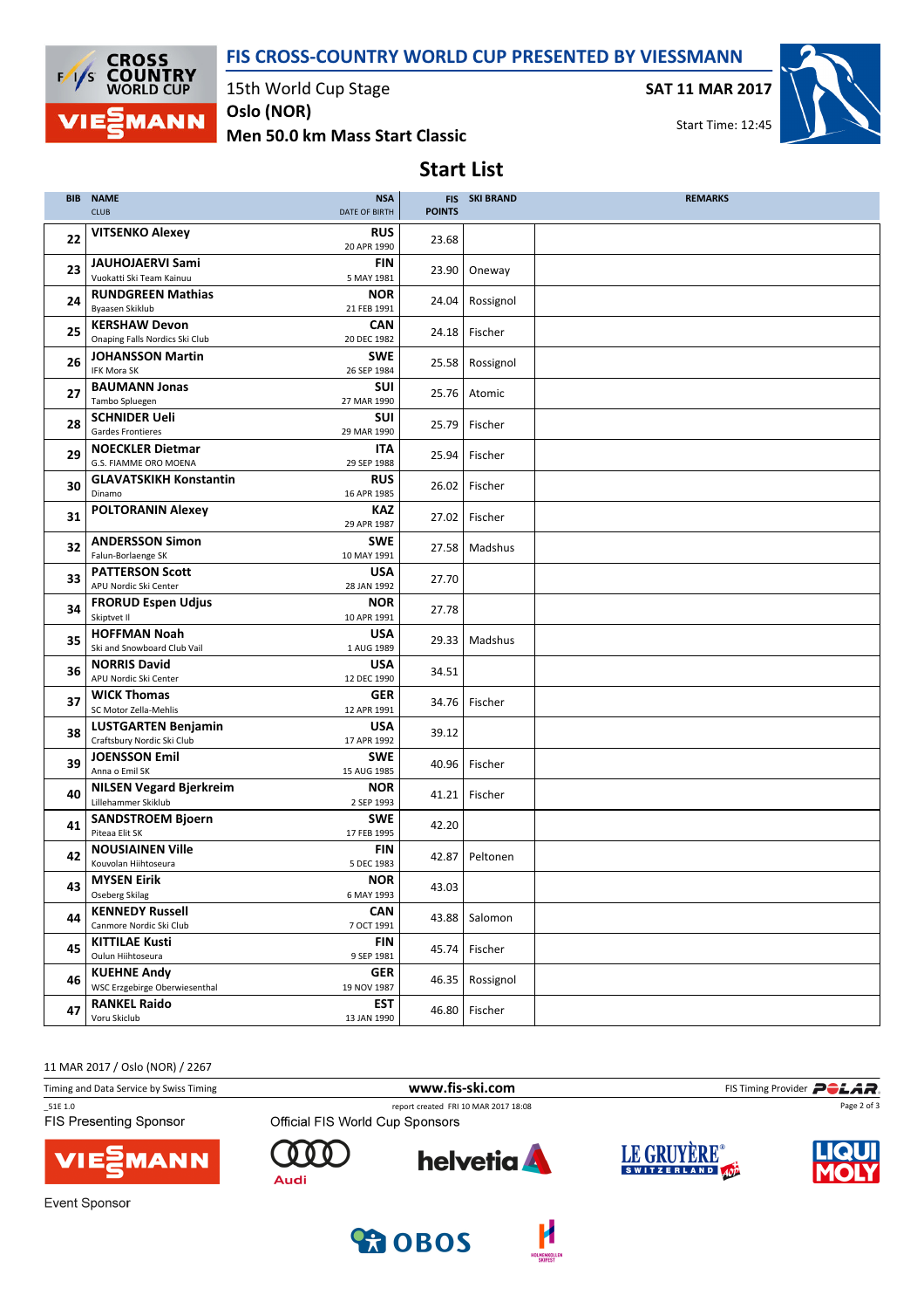# FIS CROSS-COUNTRY WORLD CUP PRESENTED BY VIESSMANN

15th World Cup Stage
Oslo (NOR)
Men 50.0 km Mass Start Classic

SAT 11 MAR 2017
Start Time: 12:45

## Start List

| BIB | NAME / CLUB | NSA / DATE OF BIRTH | FIS POINTS | SKI BRAND | REMARKS |
|---|---|---|---|---|---|
| 22 | **VITSENKO Alexey** | **RUS** 20 APR 1990 | 23.68 | | |
| 23 | **JAUHOJAERVI Sami** Vuokatti Ski Team Kainuu | **FIN** 5 MAY 1981 | 23.90 | Oneway | |
| 24 | **RUNDGREEN Mathias** Byaasen Skiklub | **NOR** 21 FEB 1991 | 24.04 | Rossignol | |
| 25 | **KERSHAW Devon** Onaping Falls Nordics Ski Club | **CAN** 20 DEC 1982 | 24.18 | Fischer | |
| 26 | **JOHANSSON Martin** IFK Mora SK | **SWE** 26 SEP 1984 | 25.58 | Rossignol | |
| 27 | **BAUMANN Jonas** Tambo Spluegen | **SUI** 27 MAR 1990 | 25.76 | Atomic | |
| 28 | **SCHNIDER Ueli** Gardes Frontieres | **SUI** 29 MAR 1990 | 25.79 | Fischer | |
| 29 | **NOECKLER Dietmar** G.S. FIAMME ORO MOENA | **ITA** 29 SEP 1988 | 25.94 | Fischer | |
| 30 | **GLAVATSKIKH Konstantin** Dinamo | **RUS** 16 APR 1985 | 26.02 | Fischer | |
| 31 | **POLTORANIN Alexey** | **KAZ** 29 APR 1987 | 27.02 | Fischer | |
| 32 | **ANDERSSON Simon** Falun-Borlaenge SK | **SWE** 10 MAY 1991 | 27.58 | Madshus | |
| 33 | **PATTERSON Scott** APU Nordic Ski Center | **USA** 28 JAN 1992 | 27.70 | | |
| 34 | **FRORUD Espen Udjus** Skiptvet Il | **NOR** 10 APR 1991 | 27.78 | | |
| 35 | **HOFFMAN Noah** Ski and Snowboard Club Vail | **USA** 1 AUG 1989 | 29.33 | Madshus | |
| 36 | **NORRIS David** APU Nordic Ski Center | **USA** 12 DEC 1990 | 34.51 | | |
| 37 | **WICK Thomas** SC Motor Zella-Mehlis | **GER** 12 APR 1991 | 34.76 | Fischer | |
| 38 | **LUSTGARTEN Benjamin** Craftsbury Nordic Ski Club | **USA** 17 APR 1992 | 39.12 | | |
| 39 | **JOENSSON Emil** Anna o Emil SK | **SWE** 15 AUG 1985 | 40.96 | Fischer | |
| 40 | **NILSEN Vegard Bjerkreim** Lillehammer Skiklub | **NOR** 2 SEP 1993 | 41.21 | Fischer | |
| 41 | **SANDSTROEM Bjoern** Pitea Elit SK | **SWE** 17 FEB 1995 | 42.20 | | |
| 42 | **NOUSIAINEN Ville** Kouvolan Hiihtoseura | **FIN** 5 DEC 1983 | 42.87 | Peltonen | |
| 43 | **MYSEN Eirik** Oseberg Skilag | **NOR** 6 MAY 1993 | 43.03 | | |
| 44 | **KENNEDY Russell** Canmore Nordic Ski Club | **CAN** 7 OCT 1991 | 43.88 | Salomon | |
| 45 | **KITTILAE Kusti** Oulun Hiihtoseura | **FIN** 9 SEP 1981 | 45.74 | Fischer | |
| 46 | **KUEHNE Andy** WSC Erzgebirge Oberwiesenthal | **GER** 19 NOV 1987 | 46.35 | Rossignol | |
| 47 | **RANKEL Raido** Voru Skiclub | **EST** 13 JAN 1990 | 46.80 | Fischer | |

11 MAR 2017 / Oslo (NOR) / 2267

Timing and Data Service by Swiss Timing — www.fis-ski.com — FIS Timing Provider POLAR

_51E 1.0 — report created FRI 10 MAR 2017 18:08

FIS Presenting Sponsor — Official FIS World Cup Sponsors — Event Sponsor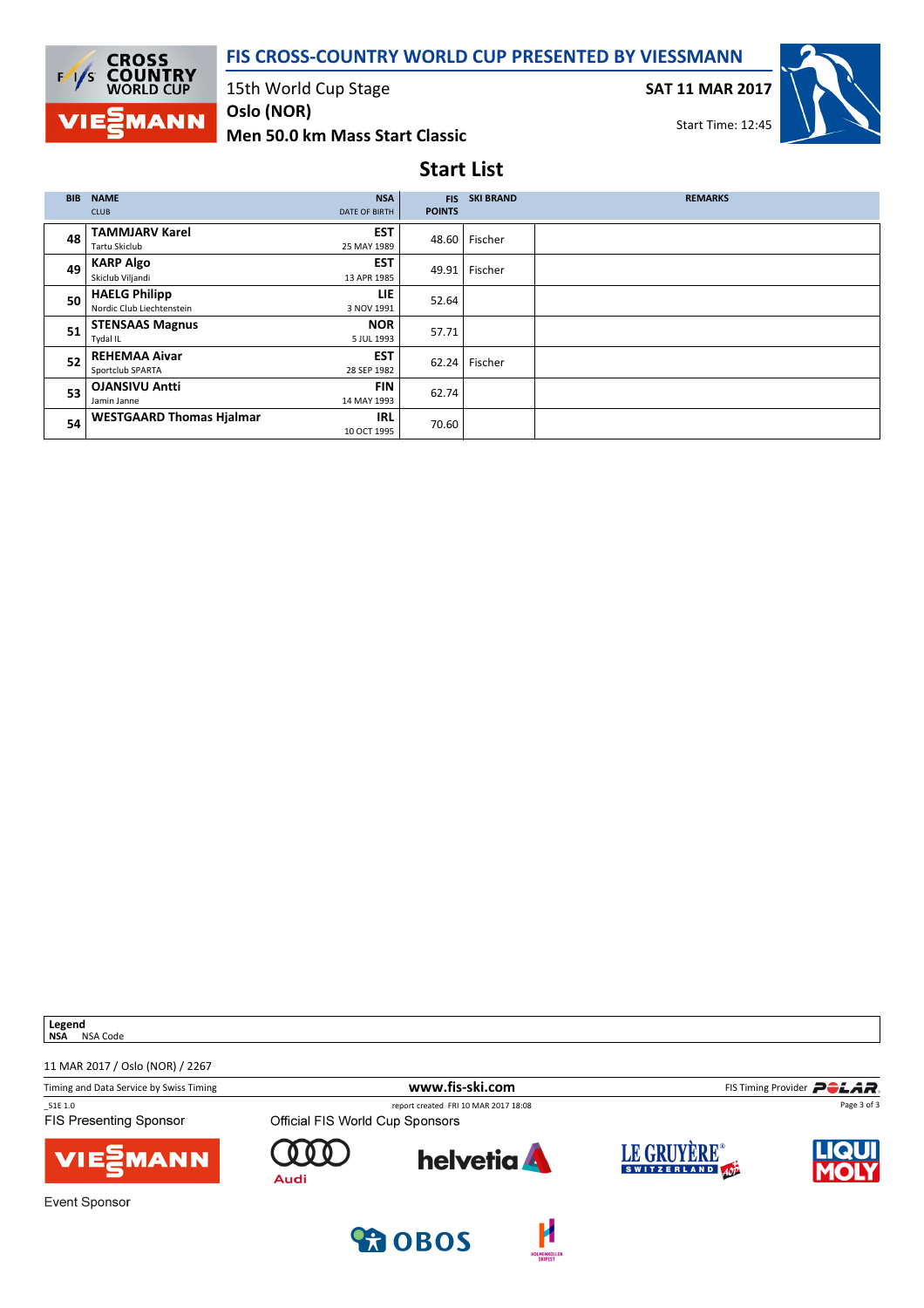# FIS CROSS-COUNTRY WORLD CUP PRESENTED BY VIESSMANN

15th World Cup Stage

**Oslo (NOR)**

**Men 50.0 km Mass Start Classic**

**SAT 11 MAR 2017**

Start Time: 12:45

## Start List

| BIB | NAME / CLUB | NSA / DATE OF BIRTH | FIS POINTS | SKI BRAND | REMARKS |
|---|---|---|---|---|---|
| 48 | **TAMMJARV Karel**<br>Tartu Skiclub | **EST**<br>25 MAY 1989 | 48.60 | Fischer | |
| 49 | **KARP Algo**<br>Skiclub Viljandi | **EST**<br>13 APR 1985 | 49.91 | Fischer | |
| 50 | **HAELG Philipp**<br>Nordic Club Liechtenstein | **LIE**<br>3 NOV 1991 | 52.64 | | |
| 51 | **STENSAAS Magnus**<br>Tydal IL | **NOR**<br>5 JUL 1993 | 57.71 | | |
| 52 | **REHEMAA Aivar**<br>Sportclub SPARTA | **EST**<br>28 SEP 1982 | 62.24 | Fischer | |
| 53 | **OJANSIVU Antti**<br>Jamin Janne | **FIN**<br>14 MAY 1993 | 62.74 | | |
| 54 | **WESTGAARD Thomas Hjalmar** | **IRL**<br>10 OCT 1995 | 70.60 | | |

**Legend**
**NSA** NSA Code

11 MAR 2017 / Oslo (NOR) / 2267

Timing and Data Service by Swiss Timing — www.fis-ski.com — FIS Timing Provider POLAR

_51E 1.0 — report created FRI 10 MAR 2017 18:08

FIS Presenting Sponsor: VIESSMANN

Official FIS World Cup Sponsors: Audi, helvetia, LE GRUYÈRE SWITZERLAND AOP, LIQUI MOLY

Event Sponsor: OBOS, Holmenkollen Skifest